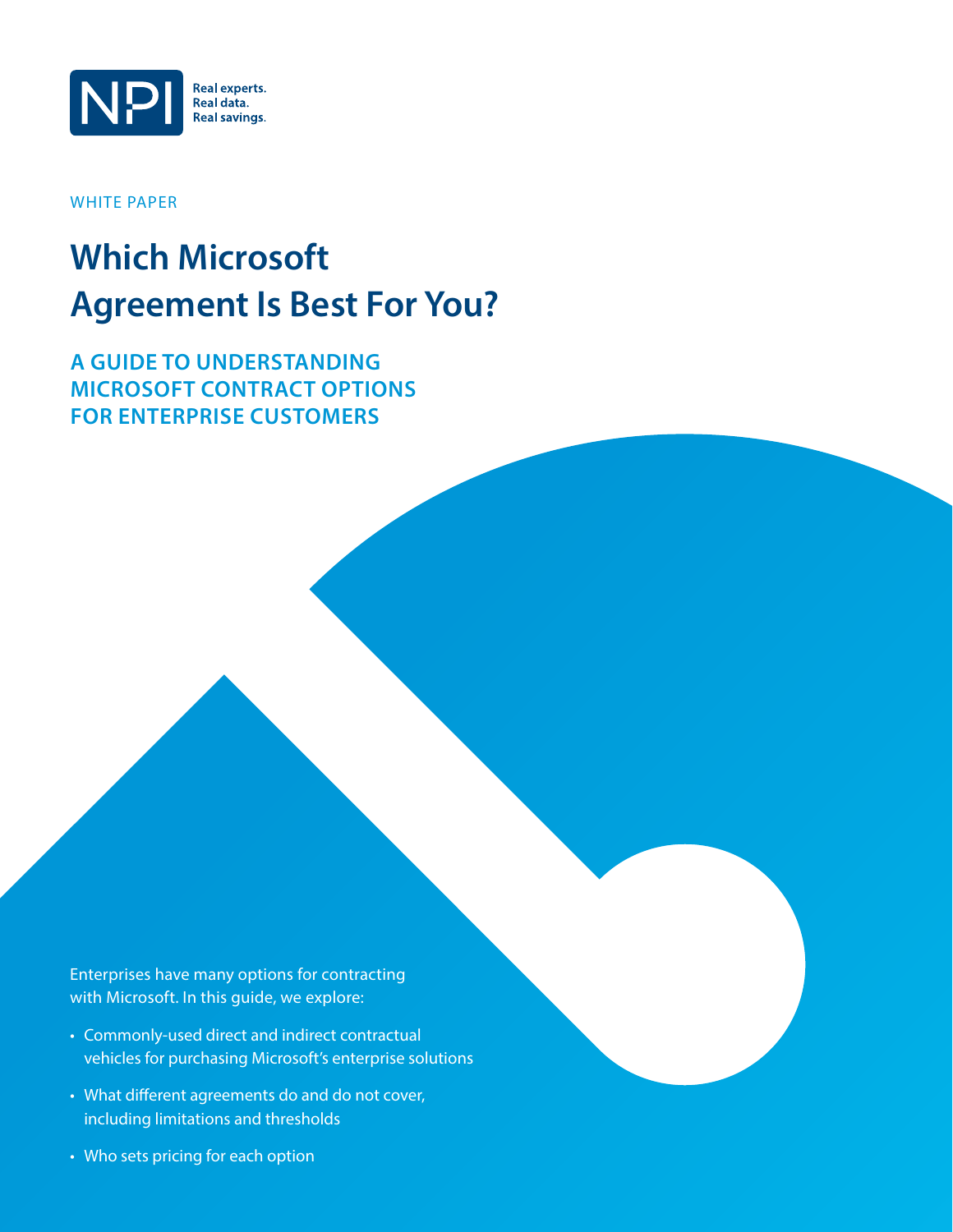NPI Real experts. Real data. Real savings.

WHITE PAPER

# Which Microsoft Agreement Is Best For You?

## A GUIDE TO UNDERSTANDING MICROSOFT CONTRACT OPTIONS FOR ENTERPRISE CUSTOMERS

Enterprises have many options for contracting with Microsoft. In this guide, we explore:

- Commonly-used direct and indirect contractual vehicles for purchasing Microsoft's enterprise solutions
- What different agreements do and do not cover, including limitations and thresholds
- Who sets pricing for each option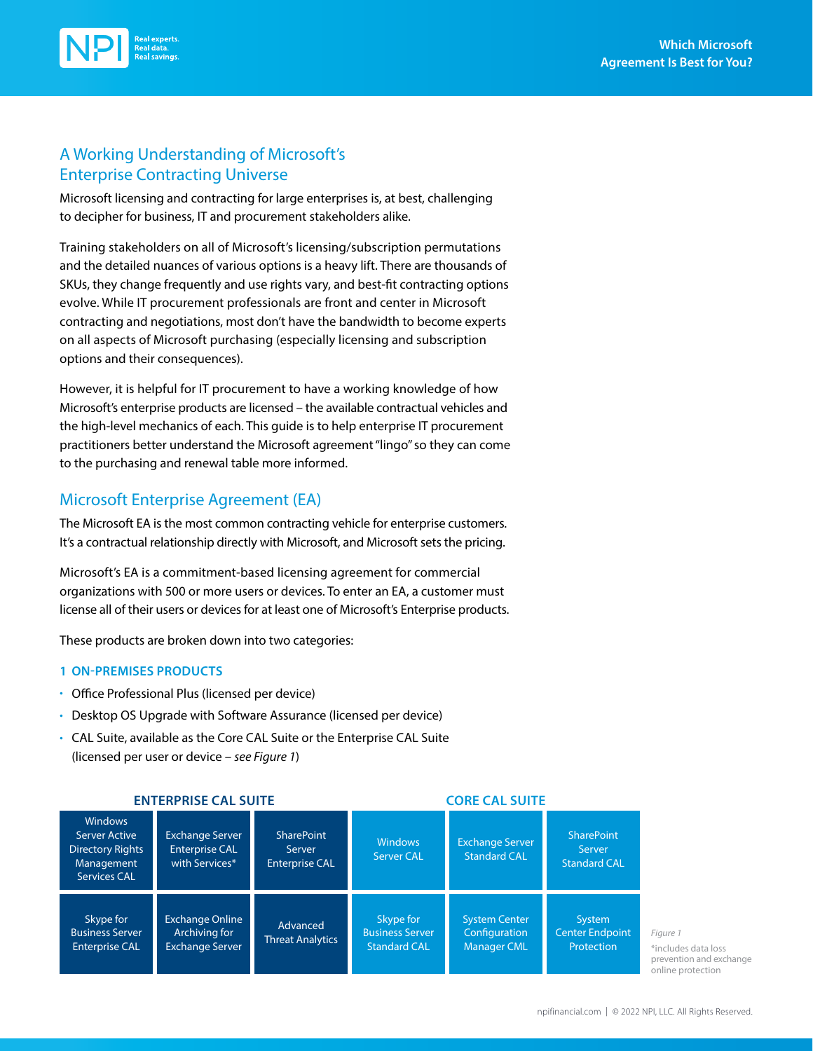## A Working Understanding of Microsoft's Enterprise Contracting Universe

Microsoft licensing and contracting for large enterprises is, at best, challenging to decipher for business, IT and procurement stakeholders alike.

Training stakeholders on all of Microsoft's licensing/subscription permutations and the detailed nuances of various options is a heavy lift. There are thousands of SKUs, they change frequently and use rights vary, and best-fit contracting options evolve. While IT procurement professionals are front and center in Microsoft contracting and negotiations, most don't have the bandwidth to become experts on all aspects of Microsoft purchasing (especially licensing and subscription options and their consequences).

However, it is helpful for IT procurement to have a working knowledge of how Microsoft's enterprise products are licensed – the available contractual vehicles and the high-level mechanics of each. This guide is to help enterprise IT procurement practitioners better understand the Microsoft agreement "lingo" so they can come to the purchasing and renewal table more informed.

## Microsoft Enterprise Agreement (EA)

The Microsoft EA is the most common contracting vehicle for enterprise customers. It's a contractual relationship directly with Microsoft, and Microsoft sets the pricing.

Microsoft's EA is a commitment-based licensing agreement for commercial organizations with 500 or more users or devices. To enter an EA, a customer must license all of their users or devices for at least one of Microsoft's Enterprise products.

These products are broken down into two categories:

### 1 ON-PREMISES PRODUCTS

- Office Professional Plus (licensed per device)
- Desktop OS Upgrade with Software Assurance (licensed per device)
- CAL Suite, available as the Core CAL Suite or the Enterprise CAL Suite (licensed per user or device – *see Figure 1*)

| ENTERPRISE CAL SUITE | | | CORE CAL SUITE | | |
|---|---|---|---|---|---|
| Windows Server Active Directory Rights Management Services CAL | Exchange Server Enterprise CAL with Services* | SharePoint Server Enterprise CAL | Windows Server CAL | Exchange Server Standard CAL | SharePoint Server Standard CAL |
| Skype for Business Server Enterprise CAL | Exchange Online Archiving for Exchange Server | Advanced Threat Analytics | Skype for Business Server Standard CAL | System Center Configuration Manager CML | System Center Endpoint Protection |

*Figure 1*

*includes data loss prevention and exchange online protection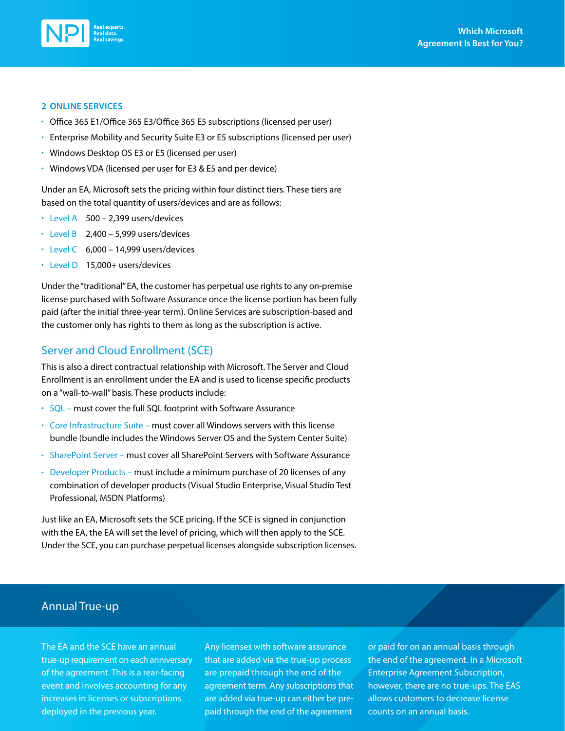**2 ONLINE SERVICES**

- Office 365 E1/Office 365 E3/Office 365 E5 subscriptions (licensed per user)
- Enterprise Mobility and Security Suite E3 or E5 subscriptions (licensed per user)
- Windows Desktop OS E3 or E5 (licensed per user)
- Windows VDA (licensed per user for E3 & E5 and per device)

Under an EA, Microsoft sets the pricing within four distinct tiers. These tiers are based on the total quantity of users/devices and are as follows:

- Level A 500 – 2,399 users/devices
- Level B 2,400 – 5,999 users/devices
- Level C 6,000 – 14,999 users/devices
- Level D 15,000+ users/devices

Under the "traditional" EA, the customer has perpetual use rights to any on-premise license purchased with Software Assurance once the license portion has been fully paid (after the initial three-year term). Online Services are subscription-based and the customer only has rights to them as long as the subscription is active.

## Server and Cloud Enrollment (SCE)

This is also a direct contractual relationship with Microsoft. The Server and Cloud Enrollment is an enrollment under the EA and is used to license specific products on a "wall-to-wall" basis. These products include:

- SQL – must cover the full SQL footprint with Software Assurance
- Core Infrastructure Suite – must cover all Windows servers with this license bundle (bundle includes the Windows Server OS and the System Center Suite)
- SharePoint Server – must cover all SharePoint Servers with Software Assurance
- Developer Products – must include a minimum purchase of 20 licenses of any combination of developer products (Visual Studio Enterprise, Visual Studio Test Professional, MSDN Platforms)

Just like an EA, Microsoft sets the SCE pricing. If the SCE is signed in conjunction with the EA, the EA will set the level of pricing, which will then apply to the SCE. Under the SCE, you can purchase perpetual licenses alongside subscription licenses.

## Annual True-up

The EA and the SCE have an annual true-up requirement on each anniversary of the agreement. This is a rear-facing event and involves accounting for any increases in licenses or subscriptions deployed in the previous year. Any licenses with software assurance that are added via the true-up process are prepaid through the end of the agreement term. Any subscriptions that are added via true-up can either be pre-paid through the end of the agreement or paid for on an annual basis through the end of the agreement. In a Microsoft Enterprise Agreement Subscription, however, there are no true-ups. The EAS allows customers to decrease license counts on an annual basis.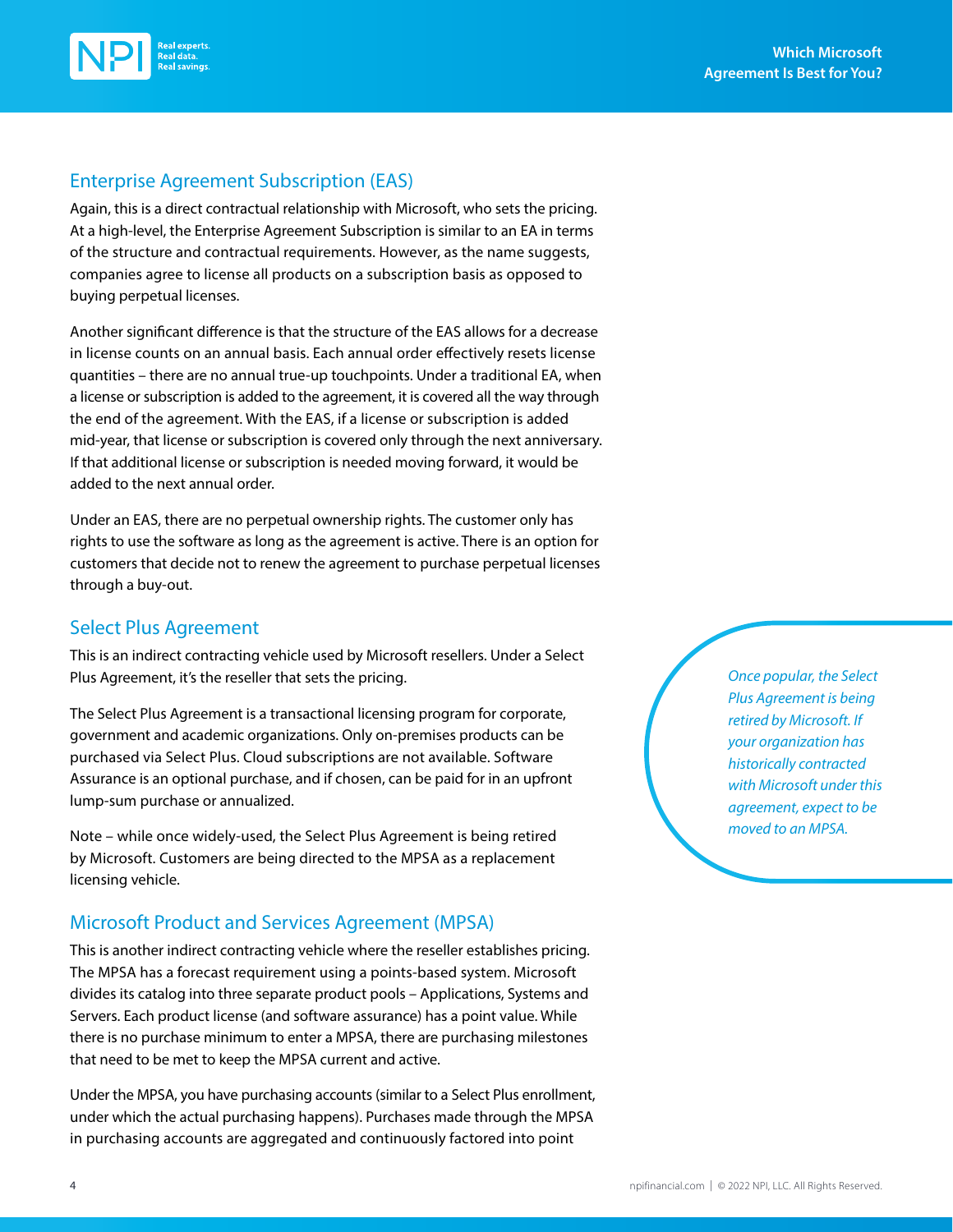## Enterprise Agreement Subscription (EAS)

Again, this is a direct contractual relationship with Microsoft, who sets the pricing. At a high-level, the Enterprise Agreement Subscription is similar to an EA in terms of the structure and contractual requirements. However, as the name suggests, companies agree to license all products on a subscription basis as opposed to buying perpetual licenses.

Another significant difference is that the structure of the EAS allows for a decrease in license counts on an annual basis. Each annual order effectively resets license quantities – there are no annual true-up touchpoints. Under a traditional EA, when a license or subscription is added to the agreement, it is covered all the way through the end of the agreement. With the EAS, if a license or subscription is added mid-year, that license or subscription is covered only through the next anniversary. If that additional license or subscription is needed moving forward, it would be added to the next annual order.

Under an EAS, there are no perpetual ownership rights. The customer only has rights to use the software as long as the agreement is active. There is an option for customers that decide not to renew the agreement to purchase perpetual licenses through a buy-out.

## Select Plus Agreement

This is an indirect contracting vehicle used by Microsoft resellers. Under a Select Plus Agreement, it's the reseller that sets the pricing.

The Select Plus Agreement is a transactional licensing program for corporate, government and academic organizations. Only on-premises products can be purchased via Select Plus. Cloud subscriptions are not available. Software Assurance is an optional purchase, and if chosen, can be paid for in an upfront lump-sum purchase or annualized.

Note – while once widely-used, the Select Plus Agreement is being retired by Microsoft. Customers are being directed to the MPSA as a replacement licensing vehicle.

*Once popular, the Select Plus Agreement is being retired by Microsoft. If your organization has historically contracted with Microsoft under this agreement, expect to be moved to an MPSA.*

## Microsoft Product and Services Agreement (MPSA)

This is another indirect contracting vehicle where the reseller establishes pricing. The MPSA has a forecast requirement using a points-based system. Microsoft divides its catalog into three separate product pools – Applications, Systems and Servers. Each product license (and software assurance) has a point value. While there is no purchase minimum to enter a MPSA, there are purchasing milestones that need to be met to keep the MPSA current and active.

Under the MPSA, you have purchasing accounts (similar to a Select Plus enrollment, under which the actual purchasing happens). Purchases made through the MPSA in purchasing accounts are aggregated and continuously factored into point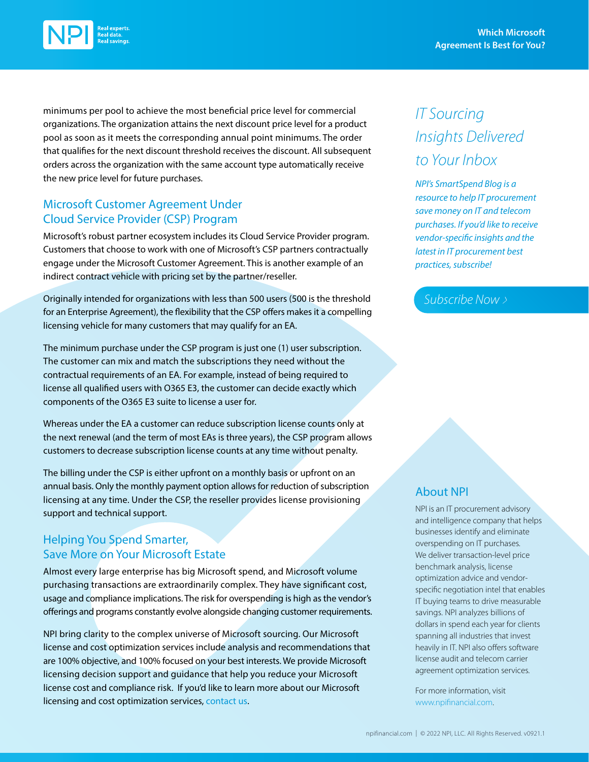minimums per pool to achieve the most beneficial price level for commercial organizations. The organization attains the next discount price level for a product pool as soon as it meets the corresponding annual point minimums. The order that qualifies for the next discount threshold receives the discount. All subsequent orders across the organization with the same account type automatically receive the new price level for future purchases.

## Microsoft Customer Agreement Under Cloud Service Provider (CSP) Program

Microsoft's robust partner ecosystem includes its Cloud Service Provider program. Customers that choose to work with one of Microsoft's CSP partners contractually engage under the Microsoft Customer Agreement. This is another example of an indirect contract vehicle with pricing set by the partner/reseller.

Originally intended for organizations with less than 500 users (500 is the threshold for an Enterprise Agreement), the flexibility that the CSP offers makes it a compelling licensing vehicle for many customers that may qualify for an EA.

The minimum purchase under the CSP program is just one (1) user subscription. The customer can mix and match the subscriptions they need without the contractual requirements of an EA. For example, instead of being required to license all qualified users with O365 E3, the customer can decide exactly which components of the O365 E3 suite to license a user for.

Whereas under the EA a customer can reduce subscription license counts only at the next renewal (and the term of most EAs is three years), the CSP program allows customers to decrease subscription license counts at any time without penalty.

The billing under the CSP is either upfront on a monthly basis or upfront on an annual basis. Only the monthly payment option allows for reduction of subscription licensing at any time. Under the CSP, the reseller provides license provisioning support and technical support.

## Helping You Spend Smarter, Save More on Your Microsoft Estate

Almost every large enterprise has big Microsoft spend, and Microsoft volume purchasing transactions are extraordinarily complex. They have significant cost, usage and compliance implications. The risk for overspending is high as the vendor's offerings and programs constantly evolve alongside changing customer requirements.

NPI bring clarity to the complex universe of Microsoft sourcing. Our Microsoft license and cost optimization services include analysis and recommendations that are 100% objective, and 100% focused on your best interests. We provide Microsoft licensing decision support and guidance that help you reduce your Microsoft license cost and compliance risk. If you'd like to learn more about our Microsoft licensing and cost optimization services, contact us.

## *IT Sourcing Insights Delivered to Your Inbox*

*NPI's SmartSpend Blog is a resource to help IT procurement save money on IT and telecom purchases. If you'd like to receive vendor-specific insights and the latest in IT procurement best practices, subscribe!*

Subscribe Now ›

## About NPI

NPI is an IT procurement advisory and intelligence company that helps businesses identify and eliminate overspending on IT purchases. We deliver transaction-level price benchmark analysis, license optimization advice and vendor-specific negotiation intel that enables IT buying teams to drive measurable savings. NPI analyzes billions of dollars in spend each year for clients spanning all industries that invest heavily in IT. NPI also offers software license audit and telecom carrier agreement optimization services.

For more information, visit www.npifinancial.com.

npifinancial.com | © 2022 NPI, LLC. All Rights Reserved. v0921.1